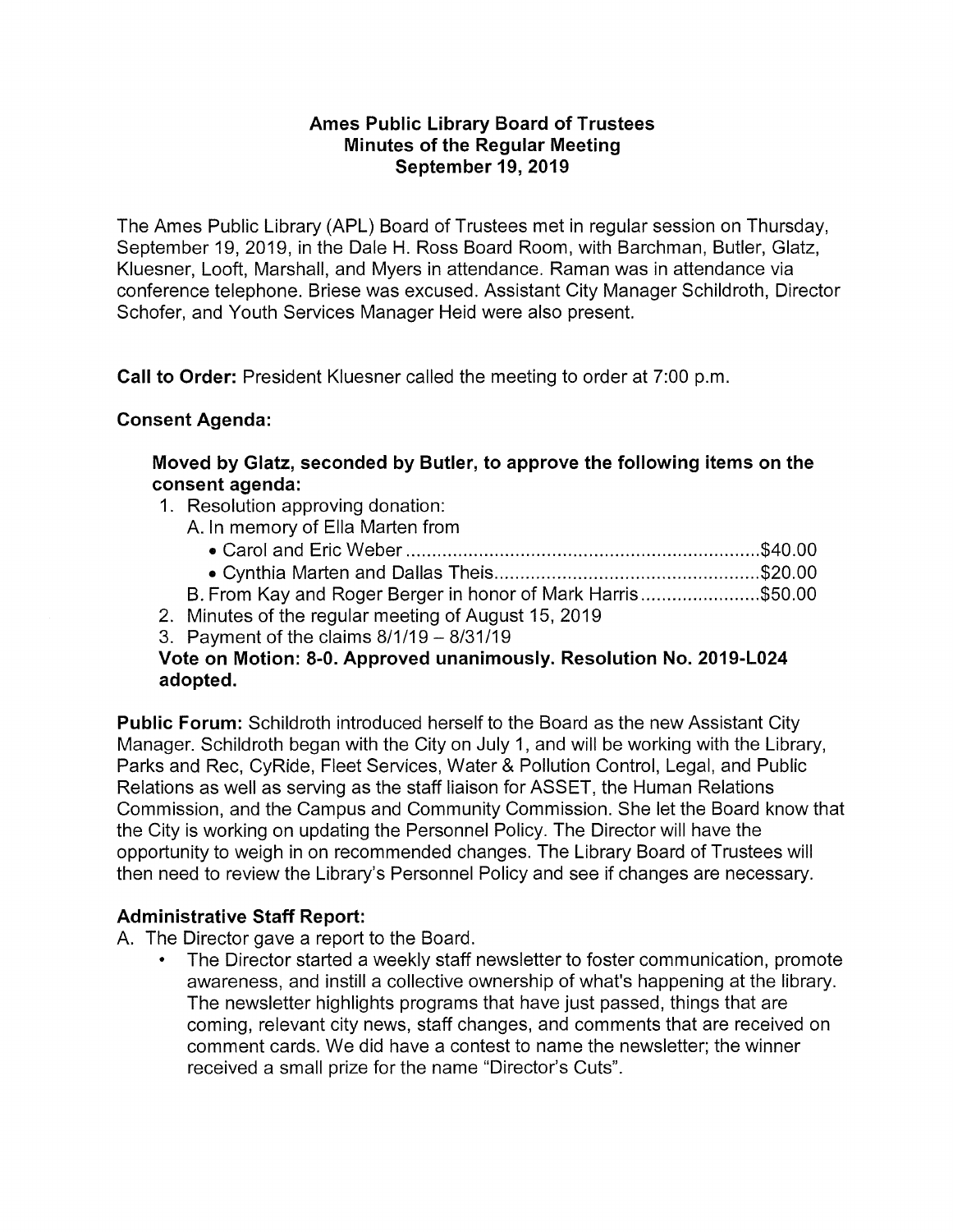# Ames Public Library Board of Trustees
## Minutes of the Regular Meeting
### September 19, 2019

The Ames Public Library (APL) Board of Trustees met in regular session on Thursday, September 19, 2019, in the Dale H. Ross Board Room, with Barchman, Butler, Glatz, Kluesner, Looft, Marshall, and Myers in attendance. Raman was in attendance via conference telephone. Briese was excused. Assistant City Manager Schildroth, Director Schofer, and Youth Services Manager Heid were also present.

**Call to Order:** President Kluesner called the meeting to order at 7:00 p.m.

**Consent Agenda:**

**Moved by Glatz, seconded by Butler, to approve the following items on the consent agenda:**

1. Resolution approving donation:
   A. In memory of Ella Marten from
      - Carol and Eric Weber ..................................................................... $40.00
      - Cynthia Marten and Dallas Theis..................................................... $20.00
   
   B. From Kay and Roger Berger in honor of Mark Harris ....................... $50.00
2. Minutes of the regular meeting of August 15, 2019
3. Payment of the claims 8/1/19 – 8/31/19

**Vote on Motion: 8-0. Approved unanimously. Resolution No. 2019-L024 adopted.**

**Public Forum:** Schildroth introduced herself to the Board as the new Assistant City Manager. Schildroth began with the City on July 1, and will be working with the Library, Parks and Rec, CyRide, Fleet Services, Water & Pollution Control, Legal, and Public Relations as well as serving as the staff liaison for ASSET, the Human Relations Commission, and the Campus and Community Commission. She let the Board know that the City is working on updating the Personnel Policy. The Director will have the opportunity to weigh in on recommended changes. The Library Board of Trustees will then need to review the Library's Personnel Policy and see if changes are necessary.

**Administrative Staff Report:**

A. The Director gave a report to the Board.
   - The Director started a weekly staff newsletter to foster communication, promote awareness, and instill a collective ownership of what's happening at the library. The newsletter highlights programs that have just passed, things that are coming, relevant city news, staff changes, and comments that are received on comment cards. We did have a contest to name the newsletter; the winner received a small prize for the name "Director's Cuts".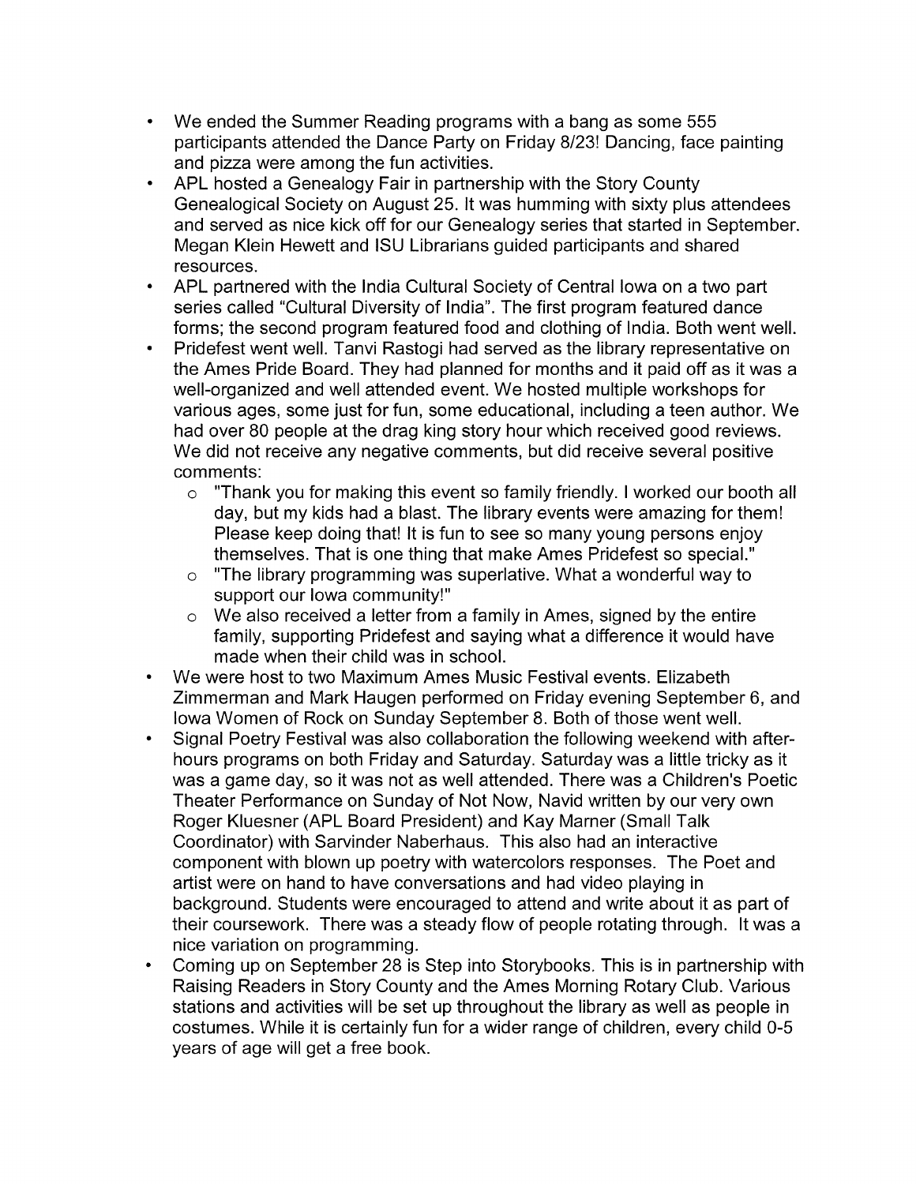- We ended the Summer Reading programs with a bang as some 555 participants attended the Dance Party on Friday 8/23! Dancing, face painting and pizza were among the fun activities.
- APL hosted a Genealogy Fair in partnership with the Story County Genealogical Society on August 25. It was humming with sixty plus attendees and served as nice kick off for our Genealogy series that started in September. Megan Klein Hewett and ISU Librarians guided participants and shared resources.
- APL partnered with the India Cultural Society of Central Iowa on a two part series called "Cultural Diversity of India". The first program featured dance forms; the second program featured food and clothing of India. Both went well.
- Pridefest went well. Tanvi Rastogi had served as the library representative on the Ames Pride Board. They had planned for months and it paid off as it was a well-organized and well attended event. We hosted multiple workshops for various ages, some just for fun, some educational, including a teen author. We had over 80 people at the drag king story hour which received good reviews. We did not receive any negative comments, but did receive several positive comments:
  - "Thank you for making this event so family friendly. I worked our booth all day, but my kids had a blast. The library events were amazing for them! Please keep doing that! It is fun to see so many young persons enjoy themselves. That is one thing that make Ames Pridefest so special."
  - "The library programming was superlative. What a wonderful way to support our Iowa community!"
  - We also received a letter from a family in Ames, signed by the entire family, supporting Pridefest and saying what a difference it would have made when their child was in school.
- We were host to two Maximum Ames Music Festival events. Elizabeth Zimmerman and Mark Haugen performed on Friday evening September 6, and Iowa Women of Rock on Sunday September 8. Both of those went well.
- Signal Poetry Festival was also collaboration the following weekend with after-hours programs on both Friday and Saturday. Saturday was a little tricky as it was a game day, so it was not as well attended. There was a Children's Poetic Theater Performance on Sunday of Not Now, Navid written by our very own Roger Kluesner (APL Board President) and Kay Marner (Small Talk Coordinator) with Sarvinder Naberhaus. This also had an interactive component with blown up poetry with watercolors responses. The Poet and artist were on hand to have conversations and had video playing in background. Students were encouraged to attend and write about it as part of their coursework. There was a steady flow of people rotating through. It was a nice variation on programming.
- Coming up on September 28 is Step into Storybooks. This is in partnership with Raising Readers in Story County and the Ames Morning Rotary Club. Various stations and activities will be set up throughout the library as well as people in costumes. While it is certainly fun for a wider range of children, every child 0-5 years of age will get a free book.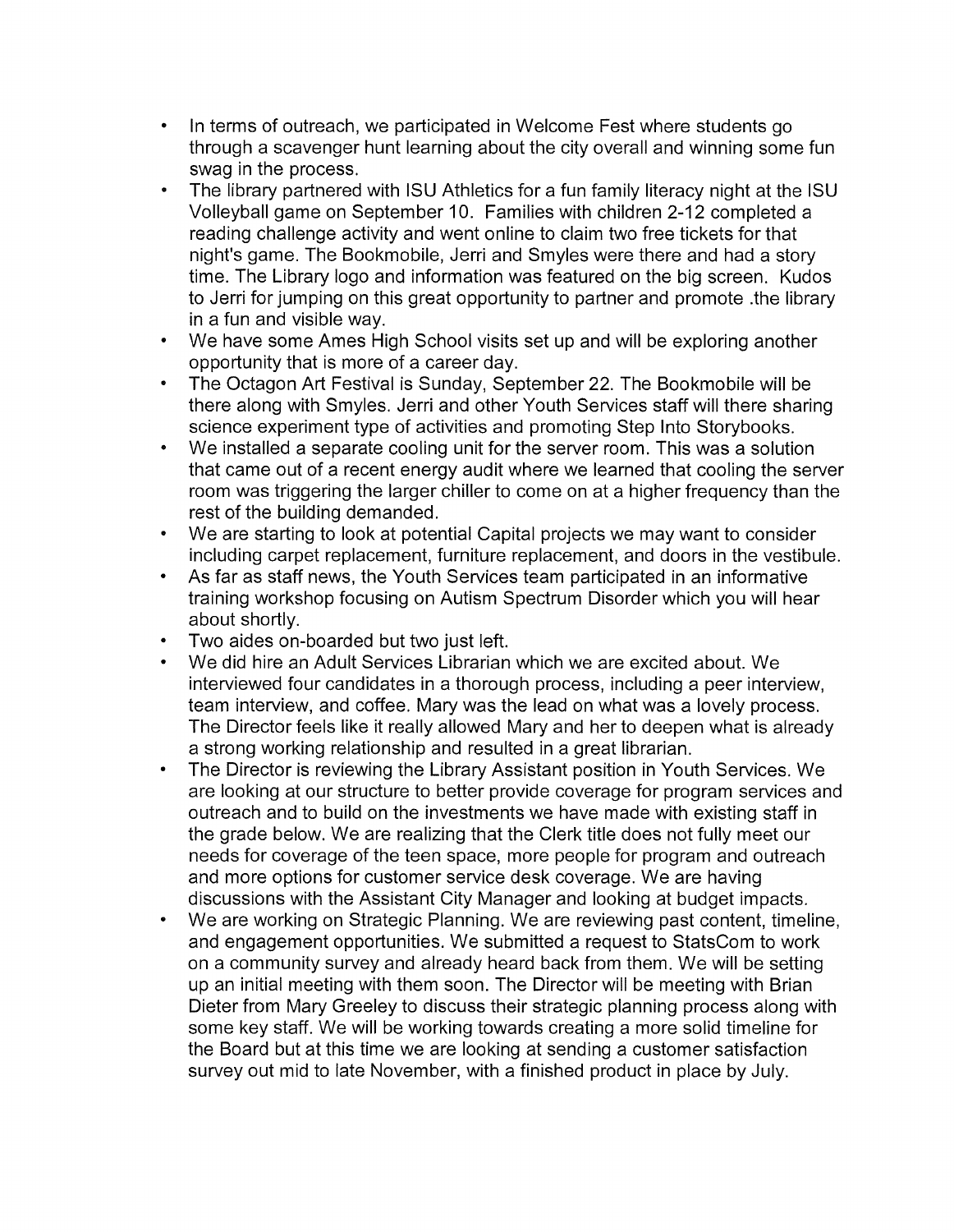- In terms of outreach, we participated in Welcome Fest where students go through a scavenger hunt learning about the city overall and winning some fun swag in the process.
- The library partnered with ISU Athletics for a fun family literacy night at the ISU Volleyball game on September 10. Families with children 2-12 completed a reading challenge activity and went online to claim two free tickets for that night's game. The Bookmobile, Jerri and Smyles were there and had a story time. The Library logo and information was featured on the big screen. Kudos to Jerri for jumping on this great opportunity to partner and promote .the library in a fun and visible way.
- We have some Ames High School visits set up and will be exploring another opportunity that is more of a career day.
- The Octagon Art Festival is Sunday, September 22. The Bookmobile will be there along with Smyles. Jerri and other Youth Services staff will there sharing science experiment type of activities and promoting Step Into Storybooks.
- We installed a separate cooling unit for the server room. This was a solution that came out of a recent energy audit where we learned that cooling the server room was triggering the larger chiller to come on at a higher frequency than the rest of the building demanded.
- We are starting to look at potential Capital projects we may want to consider including carpet replacement, furniture replacement, and doors in the vestibule.
- As far as staff news, the Youth Services team participated in an informative training workshop focusing on Autism Spectrum Disorder which you will hear about shortly.
- Two aides on-boarded but two just left.
- We did hire an Adult Services Librarian which we are excited about. We interviewed four candidates in a thorough process, including a peer interview, team interview, and coffee. Mary was the lead on what was a lovely process. The Director feels like it really allowed Mary and her to deepen what is already a strong working relationship and resulted in a great librarian.
- The Director is reviewing the Library Assistant position in Youth Services. We are looking at our structure to better provide coverage for program services and outreach and to build on the investments we have made with existing staff in the grade below. We are realizing that the Clerk title does not fully meet our needs for coverage of the teen space, more people for program and outreach and more options for customer service desk coverage. We are having discussions with the Assistant City Manager and looking at budget impacts.
- We are working on Strategic Planning. We are reviewing past content, timeline, and engagement opportunities. We submitted a request to StatsCom to work on a community survey and already heard back from them. We will be setting up an initial meeting with them soon. The Director will be meeting with Brian Dieter from Mary Greeley to discuss their strategic planning process along with some key staff. We will be working towards creating a more solid timeline for the Board but at this time we are looking at sending a customer satisfaction survey out mid to late November, with a finished product in place by July.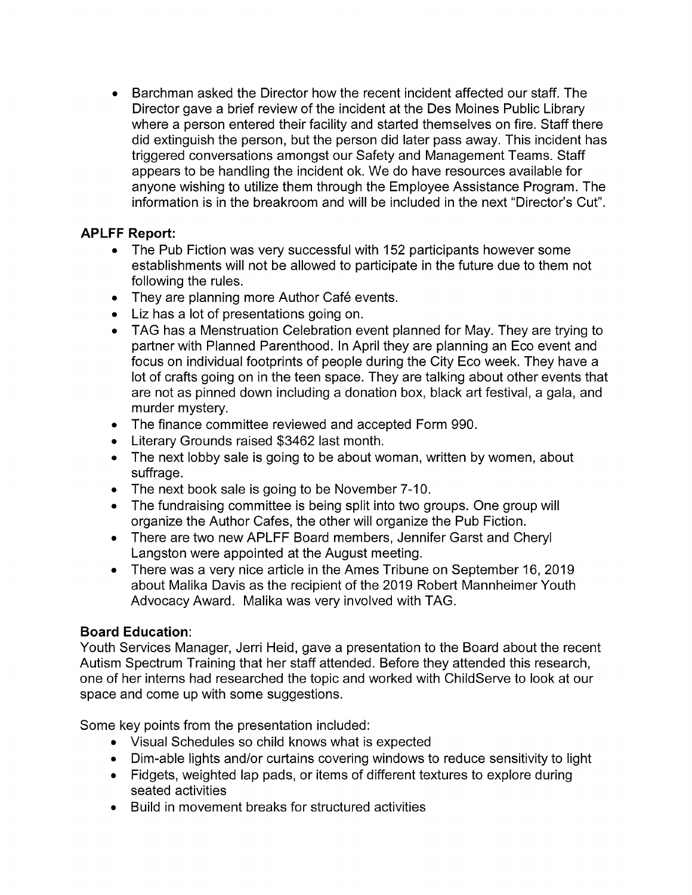- Barchman asked the Director how the recent incident affected our staff. The Director gave a brief review of the incident at the Des Moines Public Library where a person entered their facility and started themselves on fire. Staff there did extinguish the person, but the person did later pass away. This incident has triggered conversations amongst our Safety and Management Teams. Staff appears to be handling the incident ok. We do have resources available for anyone wishing to utilize them through the Employee Assistance Program. The information is in the breakroom and will be included in the next "Director's Cut".

**APLFF Report:**

- The Pub Fiction was very successful with 152 participants however some establishments will not be allowed to participate in the future due to them not following the rules.
- They are planning more Author Café events.
- Liz has a lot of presentations going on.
- TAG has a Menstruation Celebration event planned for May. They are trying to partner with Planned Parenthood. In April they are planning an Eco event and focus on individual footprints of people during the City Eco week. They have a lot of crafts going on in the teen space. They are talking about other events that are not as pinned down including a donation box, black art festival, a gala, and murder mystery.
- The finance committee reviewed and accepted Form 990.
- Literary Grounds raised $3462 last month.
- The next lobby sale is going to be about woman, written by women, about suffrage.
- The next book sale is going to be November 7-10.
- The fundraising committee is being split into two groups. One group will organize the Author Cafes, the other will organize the Pub Fiction.
- There are two new APLFF Board members, Jennifer Garst and Cheryl Langston were appointed at the August meeting.
- There was a very nice article in the Ames Tribune on September 16, 2019 about Malika Davis as the recipient of the 2019 Robert Mannheimer Youth Advocacy Award. Malika was very involved with TAG.

**Board Education**:

Youth Services Manager, Jerri Heid, gave a presentation to the Board about the recent Autism Spectrum Training that her staff attended. Before they attended this research, one of her interns had researched the topic and worked with ChildServe to look at our space and come up with some suggestions.

Some key points from the presentation included:

- Visual Schedules so child knows what is expected
- Dim-able lights and/or curtains covering windows to reduce sensitivity to light
- Fidgets, weighted lap pads, or items of different textures to explore during seated activities
- Build in movement breaks for structured activities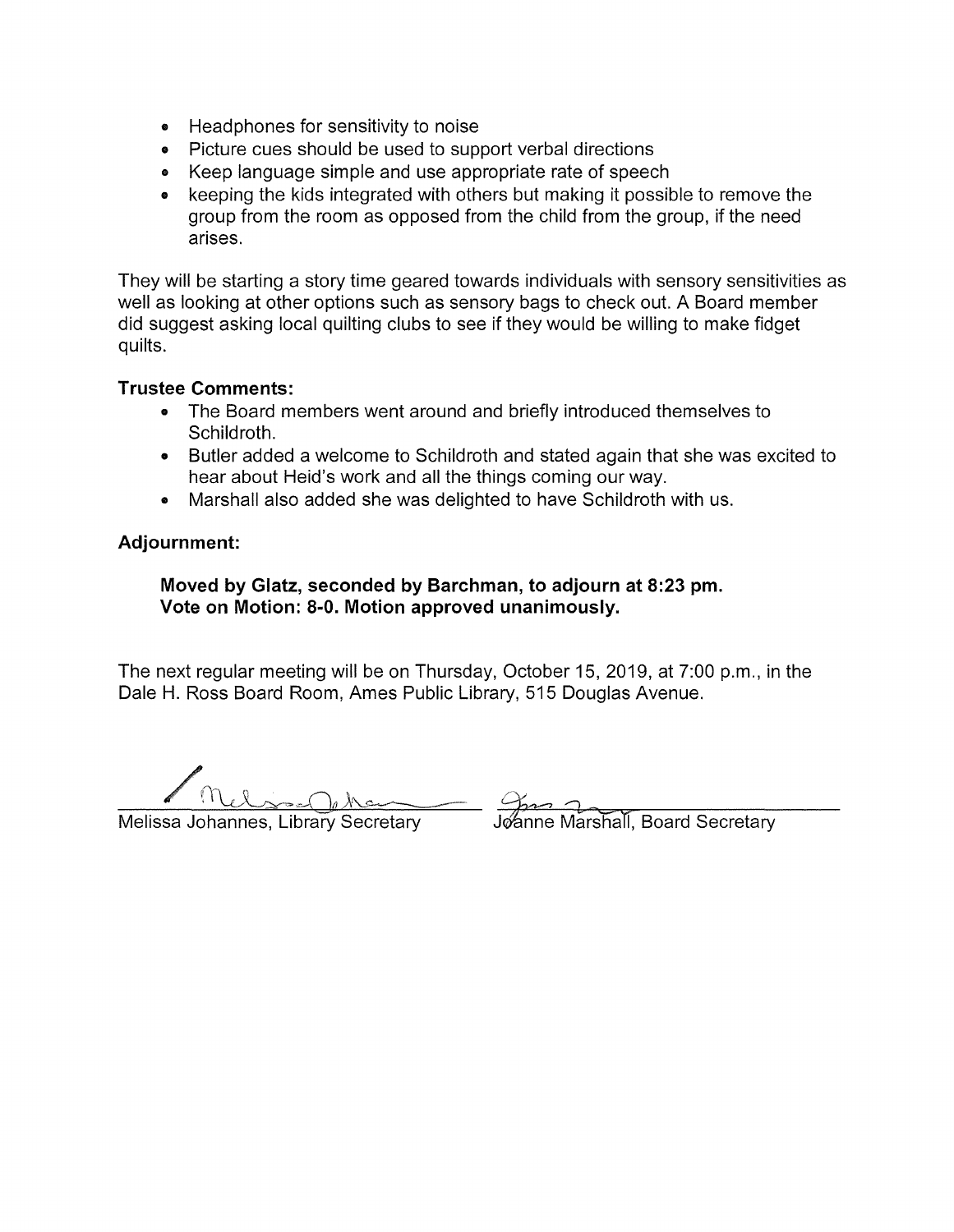- Headphones for sensitivity to noise
- Picture cues should be used to support verbal directions
- Keep language simple and use appropriate rate of speech
- keeping the kids integrated with others but making it possible to remove the group from the room as opposed from the child from the group, if the need arises.

They will be starting a story time geared towards individuals with sensory sensitivities as well as looking at other options such as sensory bags to check out. A Board member did suggest asking local quilting clubs to see if they would be willing to make fidget quilts.

**Trustee Comments:**

- The Board members went around and briefly introduced themselves to Schildroth.
- Butler added a welcome to Schildroth and stated again that she was excited to hear about Heid's work and all the things coming our way.
- Marshall also added she was delighted to have Schildroth with us.

**Adjournment:**

**Moved by Glatz, seconded by Barchman, to adjourn at 8:23 pm.**
**Vote on Motion: 8-0. Motion approved unanimously.**

The next regular meeting will be on Thursday, October 15, 2019, at 7:00 p.m., in the Dale H. Ross Board Room, Ames Public Library, 515 Douglas Avenue.

Melissa Johannes, Library Secretary

Joanne Marshall, Board Secretary